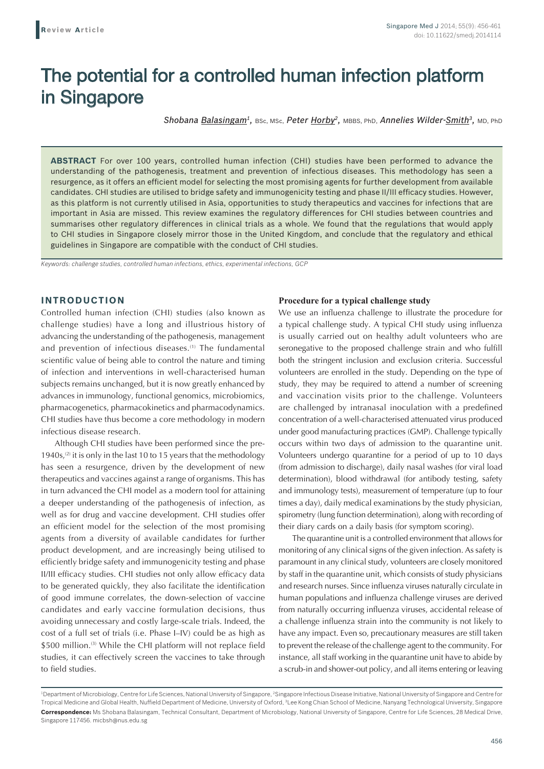**Review Article**

# The potential for a controlled human infection platform in Singapore

*Shobana Balasingam*[1], BSc, MSc, *Peter Horby*[2], MBBS, PhD, *Annelies Wilder-Smith*[3], MD, PhD

**ABSTRACT** For over 100 years, controlled human infection (CHI) studies have been performed to advance the understanding of the pathogenesis, treatment and prevention of infectious diseases. This methodology has seen a resurgence, as it offers an efficient model for selecting the most promising agents for further development from available candidates. CHI studies are utilised to bridge safety and immunogenicity testing and phase II/III efficacy studies. However, as this platform is not currently utilised in Asia, opportunities to study therapeutics and vaccines for infections that are important in Asia are missed. This review examines the regulatory differences for CHI studies between countries and summarises other regulatory differences in clinical trials as a whole. We found that the regulations that would apply to CHI studies in Singapore closely mirror those in the United Kingdom, and conclude that the regulatory and ethical guidelines in Singapore are compatible with the conduct of CHI studies.

*Keywords: challenge studies, controlled human infections, ethics, experimental infections, GCP*

## INTRODUCTION

Controlled human infection (CHI) studies (also known as challenge studies) have a long and illustrious history of advancing the understanding of the pathogenesis, management and prevention of infectious diseases.[1] The fundamental scientific value of being able to control the nature and timing of infection and interventions in well-characterised human subjects remains unchanged, but it is now greatly enhanced by advances in immunology, functional genomics, microbiomics, pharmacogenetics, pharmacokinetics and pharmacodynamics. CHI studies have thus become a core methodology in modern infectious disease research.

Although CHI studies have been performed since the pre-1940s,[2] it is only in the last 10 to 15 years that the methodology has seen a resurgence, driven by the development of new therapeutics and vaccines against a range of organisms. This has in turn advanced the CHI model as a modern tool for attaining a deeper understanding of the pathogenesis of infection, as well as for drug and vaccine development. CHI studies offer an efficient model for the selection of the most promising agents from a diversity of available candidates for further product development, and are increasingly being utilised to efficiently bridge safety and immunogenicity testing and phase II/III efficacy studies. CHI studies not only allow efficacy data to be generated quickly, they also facilitate the identification of good immune correlates, the down-selection of vaccine candidates and early vaccine formulation decisions, thus avoiding unnecessary and costly large-scale trials. Indeed, the cost of a full set of trials (i.e. Phase I–IV) could be as high as $500 million.[3] While the CHI platform will not replace field studies, it can effectively screen the vaccines to take through to field studies.

### Procedure for a typical challenge study

We use an influenza challenge to illustrate the procedure for a typical challenge study. A typical CHI study using influenza is usually carried out on healthy adult volunteers who are seronegative to the proposed challenge strain and who fulfill both the stringent inclusion and exclusion criteria. Successful volunteers are enrolled in the study. Depending on the type of study, they may be required to attend a number of screening and vaccination visits prior to the challenge. Volunteers are challenged by intranasal inoculation with a predefined concentration of a well-characterised attenuated virus produced under good manufacturing practices (GMP). Challenge typically occurs within two days of admission to the quarantine unit. Volunteers undergo quarantine for a period of up to 10 days (from admission to discharge), daily nasal washes (for viral load determination), blood withdrawal (for antibody testing, safety and immunology tests), measurement of temperature (up to four times a day), daily medical examinations by the study physician, spirometry (lung function determination), along with recording of their diary cards on a daily basis (for symptom scoring).

The quarantine unit is a controlled environment that allows for monitoring of any clinical signs of the given infection. As safety is paramount in any clinical study, volunteers are closely monitored by staff in the quarantine unit, which consists of study physicians and research nurses. Since influenza viruses naturally circulate in human populations and influenza challenge viruses are derived from naturally occurring influenza viruses, accidental release of a challenge influenza strain into the community is not likely to have any impact. Even so, precautionary measures are still taken to prevent the release of the challenge agent to the community. For instance, all staff working in the quarantine unit have to abide by a scrub-in and shower-out policy, and all items entering or leaving

---

[1]Department of Microbiology, Centre for Life Sciences, National University of Singapore, [2]Singapore Infectious Disease Initiative, National University of Singapore and Centre for Tropical Medicine and Global Health, Nuffield Department of Medicine, University of Oxford, [3]Lee Kong Chian School of Medicine, Nanyang Technological University, Singapore

**Correspondence:** Ms Shobana Balasingam, Technical Consultant, Department of Microbiology, National University of Singapore, Centre for Life Sciences, 28 Medical Drive, Singapore 117456. micbsh@nus.edu.sg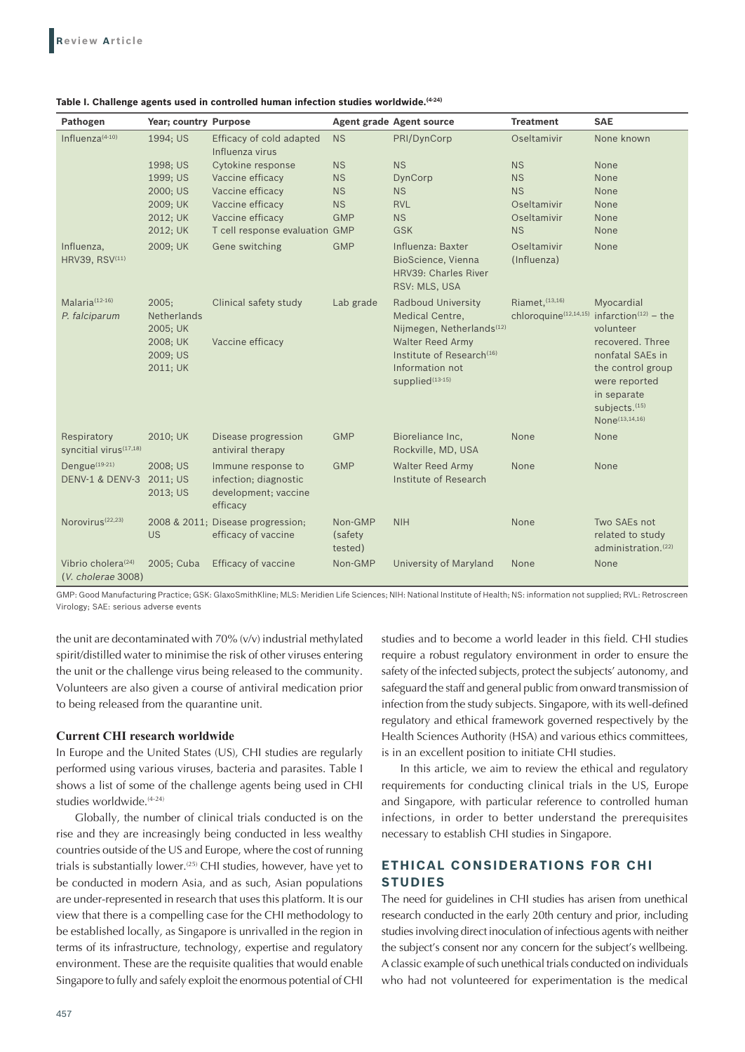**Table I. Challenge agents used in controlled human infection studies worldwide.[4-24]**

| Pathogen | Year; country | Purpose | Agent grade | Agent source | Treatment | SAE |
|---|---|---|---|---|---|---|
| Influenza[4-10] | 1994; US | Efficacy of cold adapted Influenza virus | NS | PRI/DynCorp | Oseltamivir | None known |
| | 1998; US | Cytokine response | NS | NS | NS | None |
| | 1999; US | Vaccine efficacy | NS | DynCorp | NS | None |
| | 2000; US | Vaccine efficacy | NS | NS | NS | None |
| | 2009; UK | Vaccine efficacy | NS | RVL | Oseltamivir | None |
| | 2012; UK | Vaccine efficacy | GMP | NS | Oseltamivir | None |
| | 2012; UK | T cell response evaluation | GMP | GSK | NS | None |
| Influenza, HRV39, RSV[11] | 2009; UK | Gene switching | GMP | Influenza: Baxter BioScience, Vienna HRV39: Charles River RSV: MLS, USA | Oseltamivir (Influenza) | None |
| Malaria[12-16] *P. falciparum* | 2005; Netherlands 2005; UK | Clinical safety study | Lab grade | Radboud University Medical Centre, Nijmegen, Netherlands[12] | Riamet,[13,16] chloroquine[12,14,15] | Myocardial infarction[12] – the volunteer recovered. Three nonfatal SAEs in the control group were reported in separate subjects.[15] None[13,14,16] |
| | 2008; UK 2009; US 2011; UK | Vaccine efficacy | | Walter Reed Army Institute of Research[16] Information not supplied[13-15] | | |
| Respiratory syncitial virus[17,18] | 2010; UK | Disease progression antiviral therapy | GMP | Bioreliance Inc, Rockville, MD, USA | None | None |
| Dengue[19-21] DENV-1 & DENV-3 | 2008; US 2011; US 2013; US | Immune response to infection; diagnostic development; vaccine efficacy | GMP | Walter Reed Army Institute of Research | None | None |
| Norovirus[22,23] | 2008 & 2011; US | Disease progression; efficacy of vaccine | Non-GMP (safety tested) | NIH | None | Two SAEs not related to study administration.[22] |
| Vibrio cholera[24] (*V. cholerae* 3008) | 2005; Cuba | Efficacy of vaccine | Non-GMP | University of Maryland | None | None |

GMP: Good Manufacturing Practice; GSK: GlaxoSmithKline; MLS: Meridien Life Sciences; NIH: National Institute of Health; NS: information not supplied; RVL: Retroscreen Virology; SAE: serious adverse events

the unit are decontaminated with 70% (v/v) industrial methylated spirit/distilled water to minimise the risk of other viruses entering the unit or the challenge virus being released to the community. Volunteers are also given a course of antiviral medication prior to being released from the quarantine unit.

### Current CHI research worldwide

In Europe and the United States (US), CHI studies are regularly performed using various viruses, bacteria and parasites. Table I shows a list of some of the challenge agents being used in CHI studies worldwide.[4-24]

Globally, the number of clinical trials conducted is on the rise and they are increasingly being conducted in less wealthy countries outside of the US and Europe, where the cost of running trials is substantially lower.[25] CHI studies, however, have yet to be conducted in modern Asia, and as such, Asian populations are under-represented in research that uses this platform. It is our view that there is a compelling case for the CHI methodology to be established locally, as Singapore is unrivalled in the region in terms of its infrastructure, technology, expertise and regulatory environment. These are the requisite qualities that would enable Singapore to fully and safely exploit the enormous potential of CHI studies and to become a world leader in this field. CHI studies require a robust regulatory environment in order to ensure the safety of the infected subjects, protect the subjects' autonomy, and safeguard the staff and general public from onward transmission of infection from the study subjects. Singapore, with its well-defined regulatory and ethical framework governed respectively by the Health Sciences Authority (HSA) and various ethics committees, is in an excellent position to initiate CHI studies.

In this article, we aim to review the ethical and regulatory requirements for conducting clinical trials in the US, Europe and Singapore, with particular reference to controlled human infections, in order to better understand the prerequisites necessary to establish CHI studies in Singapore.

## ETHICAL CONSIDERATIONS FOR CHI STUDIES

The need for guidelines in CHI studies has arisen from unethical research conducted in the early 20th century and prior, including studies involving direct inoculation of infectious agents with neither the subject's consent nor any concern for the subject's wellbeing. A classic example of such unethical trials conducted on individuals who had not volunteered for experimentation is the medical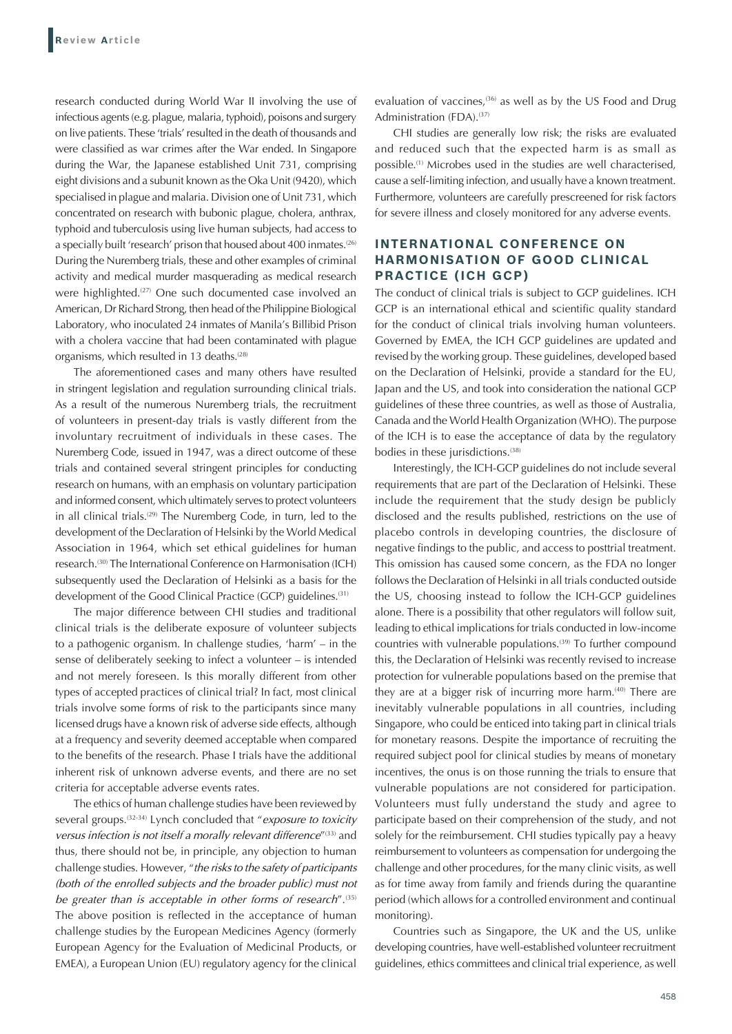research conducted during World War II involving the use of infectious agents (e.g. plague, malaria, typhoid), poisons and surgery on live patients. These 'trials' resulted in the death of thousands and were classified as war crimes after the War ended. In Singapore during the War, the Japanese established Unit 731, comprising eight divisions and a subunit known as the Oka Unit (9420), which specialised in plague and malaria. Division one of Unit 731, which concentrated on research with bubonic plague, cholera, anthrax, typhoid and tuberculosis using live human subjects, had access to a specially built 'research' prison that housed about 400 inmates.[26] During the Nuremberg trials, these and other examples of criminal activity and medical murder masquerading as medical research were highlighted.[27] One such documented case involved an American, Dr Richard Strong, then head of the Philippine Biological Laboratory, who inoculated 24 inmates of Manila's Billibid Prison with a cholera vaccine that had been contaminated with plague organisms, which resulted in 13 deaths.[28]

The aforementioned cases and many others have resulted in stringent legislation and regulation surrounding clinical trials. As a result of the numerous Nuremberg trials, the recruitment of volunteers in present-day trials is vastly different from the involuntary recruitment of individuals in these cases. The Nuremberg Code, issued in 1947, was a direct outcome of these trials and contained several stringent principles for conducting research on humans, with an emphasis on voluntary participation and informed consent, which ultimately serves to protect volunteers in all clinical trials.[29] The Nuremberg Code, in turn, led to the development of the Declaration of Helsinki by the World Medical Association in 1964, which set ethical guidelines for human research.[30] The International Conference on Harmonisation (ICH) subsequently used the Declaration of Helsinki as a basis for the development of the Good Clinical Practice (GCP) guidelines.[31]

The major difference between CHI studies and traditional clinical trials is the deliberate exposure of volunteer subjects to a pathogenic organism. In challenge studies, 'harm' – in the sense of deliberately seeking to infect a volunteer – is intended and not merely foreseen. Is this morally different from other types of accepted practices of clinical trial? In fact, most clinical trials involve some forms of risk to the participants since many licensed drugs have a known risk of adverse side effects, although at a frequency and severity deemed acceptable when compared to the benefits of the research. Phase I trials have the additional inherent risk of unknown adverse events, and there are no set criteria for acceptable adverse events rates.

The ethics of human challenge studies have been reviewed by several groups.[32-34] Lynch concluded that "*exposure to toxicity versus infection is not itself a morally relevant difference*"[33] and thus, there should not be, in principle, any objection to human challenge studies. However, "*the risks to the safety of participants (both of the enrolled subjects and the broader public) must not be greater than is acceptable in other forms of research*".[35] The above position is reflected in the acceptance of human challenge studies by the European Medicines Agency (formerly European Agency for the Evaluation of Medicinal Products, or EMEA), a European Union (EU) regulatory agency for the clinical evaluation of vaccines,[36] as well as by the US Food and Drug Administration (FDA).[37]

CHI studies are generally low risk; the risks are evaluated and reduced such that the expected harm is as small as possible.[1] Microbes used in the studies are well characterised, cause a self-limiting infection, and usually have a known treatment. Furthermore, volunteers are carefully prescreened for risk factors for severe illness and closely monitored for any adverse events.

## INTERNATIONAL CONFERENCE ON HARMONISATION OF GOOD CLINICAL PRACTICE (ICH GCP)

The conduct of clinical trials is subject to GCP guidelines. ICH GCP is an international ethical and scientific quality standard for the conduct of clinical trials involving human volunteers. Governed by EMEA, the ICH GCP guidelines are updated and revised by the working group. These guidelines, developed based on the Declaration of Helsinki, provide a standard for the EU, Japan and the US, and took into consideration the national GCP guidelines of these three countries, as well as those of Australia, Canada and the World Health Organization (WHO). The purpose of the ICH is to ease the acceptance of data by the regulatory bodies in these jurisdictions.[38]

Interestingly, the ICH-GCP guidelines do not include several requirements that are part of the Declaration of Helsinki. These include the requirement that the study design be publicly disclosed and the results published, restrictions on the use of placebo controls in developing countries, the disclosure of negative findings to the public, and access to posttrial treatment. This omission has caused some concern, as the FDA no longer follows the Declaration of Helsinki in all trials conducted outside the US, choosing instead to follow the ICH-GCP guidelines alone. There is a possibility that other regulators will follow suit, leading to ethical implications for trials conducted in low-income countries with vulnerable populations.[39] To further compound this, the Declaration of Helsinki was recently revised to increase protection for vulnerable populations based on the premise that they are at a bigger risk of incurring more harm.[40] There are inevitably vulnerable populations in all countries, including Singapore, who could be enticed into taking part in clinical trials for monetary reasons. Despite the importance of recruiting the required subject pool for clinical studies by means of monetary incentives, the onus is on those running the trials to ensure that vulnerable populations are not considered for participation. Volunteers must fully understand the study and agree to participate based on their comprehension of the study, and not solely for the reimbursement. CHI studies typically pay a heavy reimbursement to volunteers as compensation for undergoing the challenge and other procedures, for the many clinic visits, as well as for time away from family and friends during the quarantine period (which allows for a controlled environment and continual monitoring).

Countries such as Singapore, the UK and the US, unlike developing countries, have well-established volunteer recruitment guidelines, ethics committees and clinical trial experience, as well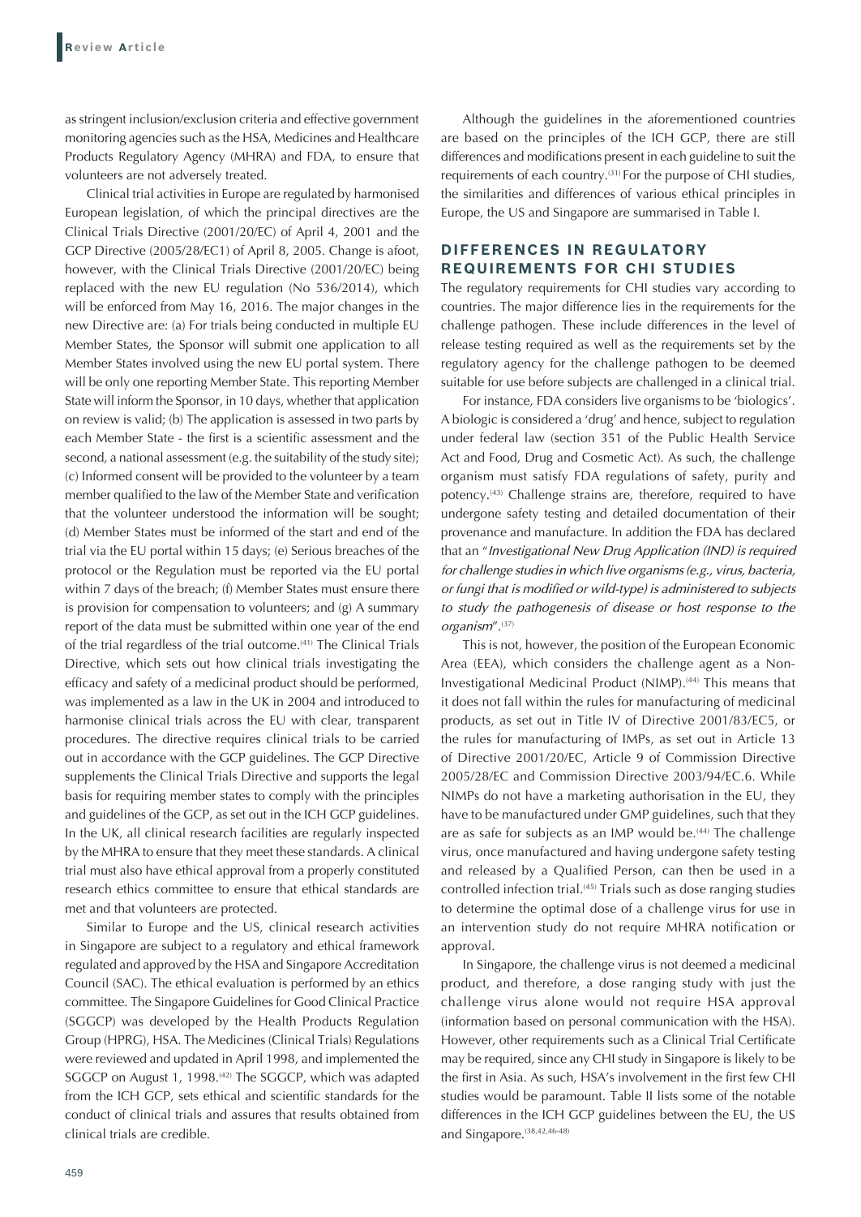as stringent inclusion/exclusion criteria and effective government monitoring agencies such as the HSA, Medicines and Healthcare Products Regulatory Agency (MHRA) and FDA, to ensure that volunteers are not adversely treated.

Clinical trial activities in Europe are regulated by harmonised European legislation, of which the principal directives are the Clinical Trials Directive (2001/20/EC) of April 4, 2001 and the GCP Directive (2005/28/EC1) of April 8, 2005. Change is afoot, however, with the Clinical Trials Directive (2001/20/EC) being replaced with the new EU regulation (No 536/2014), which will be enforced from May 16, 2016. The major changes in the new Directive are: (a) For trials being conducted in multiple EU Member States, the Sponsor will submit one application to all Member States involved using the new EU portal system. There will be only one reporting Member State. This reporting Member State will inform the Sponsor, in 10 days, whether that application on review is valid; (b) The application is assessed in two parts by each Member State - the first is a scientific assessment and the second, a national assessment (e.g. the suitability of the study site); (c) Informed consent will be provided to the volunteer by a team member qualified to the law of the Member State and verification that the volunteer understood the information will be sought; (d) Member States must be informed of the start and end of the trial via the EU portal within 15 days; (e) Serious breaches of the protocol or the Regulation must be reported via the EU portal within 7 days of the breach; (f) Member States must ensure there is provision for compensation to volunteers; and (g) A summary report of the data must be submitted within one year of the end of the trial regardless of the trial outcome.[41] The Clinical Trials Directive, which sets out how clinical trials investigating the efficacy and safety of a medicinal product should be performed, was implemented as a law in the UK in 2004 and introduced to harmonise clinical trials across the EU with clear, transparent procedures. The directive requires clinical trials to be carried out in accordance with the GCP guidelines. The GCP Directive supplements the Clinical Trials Directive and supports the legal basis for requiring member states to comply with the principles and guidelines of the GCP, as set out in the ICH GCP guidelines. In the UK, all clinical research facilities are regularly inspected by the MHRA to ensure that they meet these standards. A clinical trial must also have ethical approval from a properly constituted research ethics committee to ensure that ethical standards are met and that volunteers are protected.

Similar to Europe and the US, clinical research activities in Singapore are subject to a regulatory and ethical framework regulated and approved by the HSA and Singapore Accreditation Council (SAC). The ethical evaluation is performed by an ethics committee. The Singapore Guidelines for Good Clinical Practice (SGGCP) was developed by the Health Products Regulation Group (HPRG), HSA. The Medicines (Clinical Trials) Regulations were reviewed and updated in April 1998, and implemented the SGGCP on August 1, 1998.[42] The SGGCP, which was adapted from the ICH GCP, sets ethical and scientific standards for the conduct of clinical trials and assures that results obtained from clinical trials are credible.

Although the guidelines in the aforementioned countries are based on the principles of the ICH GCP, there are still differences and modifications present in each guideline to suit the requirements of each country.[31] For the purpose of CHI studies, the similarities and differences of various ethical principles in Europe, the US and Singapore are summarised in Table I.

## DIFFERENCES IN REGULATORY REQUIREMENTS FOR CHI STUDIES

The regulatory requirements for CHI studies vary according to countries. The major difference lies in the requirements for the challenge pathogen. These include differences in the level of release testing required as well as the requirements set by the regulatory agency for the challenge pathogen to be deemed suitable for use before subjects are challenged in a clinical trial.

For instance, FDA considers live organisms to be 'biologics'. A biologic is considered a 'drug' and hence, subject to regulation under federal law (section 351 of the Public Health Service Act and Food, Drug and Cosmetic Act). As such, the challenge organism must satisfy FDA regulations of safety, purity and potency.[43] Challenge strains are, therefore, required to have undergone safety testing and detailed documentation of their provenance and manufacture. In addition the FDA has declared that an "*Investigational New Drug Application (IND) is required for challenge studies in which live organisms (e.g., virus, bacteria, or fungi that is modified or wild-type) is administered to subjects to study the pathogenesis of disease or host response to the organism*".[37]

This is not, however, the position of the European Economic Area (EEA), which considers the challenge agent as a Non-Investigational Medicinal Product (NIMP).[44] This means that it does not fall within the rules for manufacturing of medicinal products, as set out in Title IV of Directive 2001/83/EC5, or the rules for manufacturing of IMPs, as set out in Article 13 of Directive 2001/20/EC, Article 9 of Commission Directive 2005/28/EC and Commission Directive 2003/94/EC.6. While NIMPs do not have a marketing authorisation in the EU, they have to be manufactured under GMP guidelines, such that they are as safe for subjects as an IMP would be.[44] The challenge virus, once manufactured and having undergone safety testing and released by a Qualified Person, can then be used in a controlled infection trial.[45] Trials such as dose ranging studies to determine the optimal dose of a challenge virus for use in an intervention study do not require MHRA notification or approval.

In Singapore, the challenge virus is not deemed a medicinal product, and therefore, a dose ranging study with just the challenge virus alone would not require HSA approval (information based on personal communication with the HSA). However, other requirements such as a Clinical Trial Certificate may be required, since any CHI study in Singapore is likely to be the first in Asia. As such, HSA's involvement in the first few CHI studies would be paramount. Table II lists some of the notable differences in the ICH GCP guidelines between the EU, the US and Singapore.[38,42,46-48]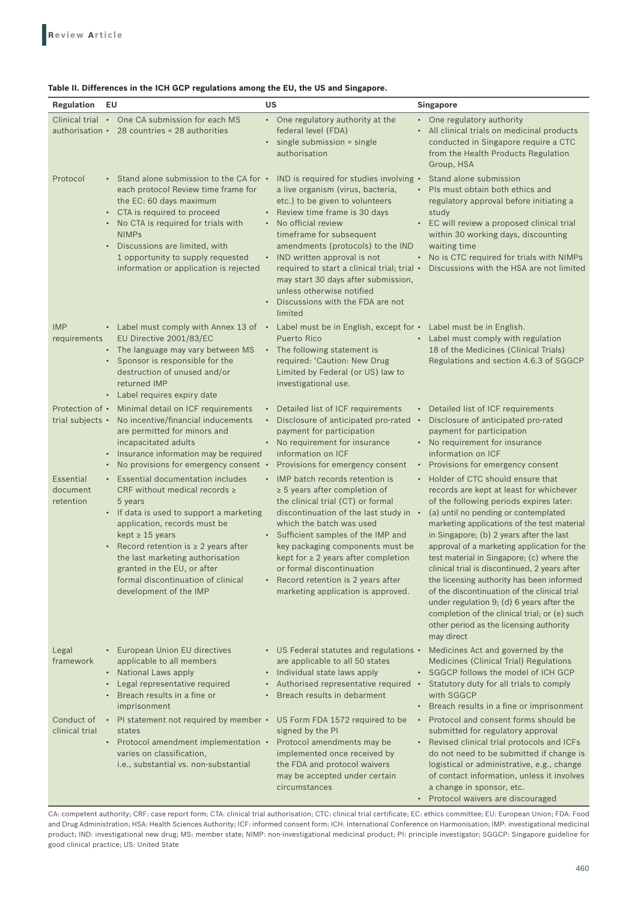**Table II. Differences in the ICH GCP regulations among the EU, the US and Singapore.**

| Regulation | EU | US | Singapore |
|---|---|---|---|
| Clinical trial authorisation | • One CA submission for each MS<br>• 28 countries = 28 authorities | • One regulatory authority at the federal level (FDA)<br>• single submission = single authorisation | • One regulatory authority<br>• All clinical trials on medicinal products conducted in Singapore require a CTC from the Health Products Regulation Group, HSA |
| Protocol | • Stand alone submission to the CA for each protocol Review time frame for the EC: 60 days maximum<br>• CTA is required to proceed<br>• No CTA is required for trials with NIMPs<br>• Discussions are limited, with 1 opportunity to supply requested information or application is rejected | • IND is required for studies involving a live organism (virus, bacteria, etc.) to be given to volunteers<br>• Review time frame is 30 days<br>• No official review timeframe for subsequent amendments (protocols) to the IND<br>• IND written approval is not required to start a clinical trial; trial may start 30 days after submission, unless otherwise notified<br>• Discussions with the FDA are not limited | • Stand alone submission<br>• PIs must obtain both ethics and regulatory approval before initiating a study<br>• EC will review a proposed clinical trial within 30 working days, discounting waiting time<br>• No is CTC required for trials with NIMPs<br>• Discussions with the HSA are not limited |
| IMP requirements | • Label must comply with Annex 13 of EU Directive 2001/83/EC<br>• The language may vary between MS<br>• Sponsor is responsible for the destruction of unused and/or returned IMP<br>• Label requires expiry date | • Label must be in English, except for Puerto Rico<br>• The following statement is required: 'Caution: New Drug Limited by Federal (or US) law to investigational use. | • Label must be in English.<br>• Label must comply with regulation 18 of the Medicines (Clinical Trials) Regulations and section 4.6.3 of SGGCP |
| Protection of trial subjects | • Minimal detail on ICF requirements<br>• No incentive/financial inducements are permitted for minors and incapacitated adults<br>• Insurance information may be required<br>• No provisions for emergency consent | • Detailed list of ICF requirements<br>• Disclosure of anticipated pro-rated payment for participation<br>• No requirement for insurance information on ICF<br>• Provisions for emergency consent | • Detailed list of ICF requirements<br>• Disclosure of anticipated pro-rated payment for participation<br>• No requirement for insurance information on ICF<br>• Provisions for emergency consent |
| Essential document retention | • Essential documentation includes CRF without medical records ≥ 5 years<br>• If data is used to support a marketing application, records must be kept ≥ 15 years<br>• Record retention is ≥ 2 years after the last marketing authorisation granted in the EU, or after formal discontinuation of clinical development of the IMP | • IMP batch records retention is ≥ 5 years after completion of the clinical trial (CT) or formal discontinuation of the last study in which the batch was used<br>• Sufficient samples of the IMP and key packaging components must be kept for ≥ 2 years after completion or formal discontinuation<br>• Record retention is 2 years after marketing application is approved. | • Holder of CTC should ensure that records are kept at least for whichever of the following periods expires later: (a) until no pending or contemplated marketing applications of the test material in Singapore; (b) 2 years after the last approval of a marketing application for the test material in Singapore; (c) where the clinical trial is discontinued, 2 years after the licensing authority has been informed of the discontinuation of the clinical trial under regulation 9; (d) 6 years after the completion of the clinical trial; or (e) such other period as the licensing authority may direct |
| Legal framework | • European Union EU directives applicable to all members<br>• National Laws apply<br>• Legal representative required<br>• Breach results in a fine or imprisonment | • US Federal statutes and regulations are applicable to all 50 states<br>• Individual state laws apply<br>• Authorised representative required<br>• Breach results in debarment | • Medicines Act and governed by the Medicines (Clinical Trial) Regulations<br>• SGGCP follows the model of ICH GCP<br>• Statutory duty for all trials to comply with SGGCP<br>• Breach results in a fine or imprisonment |
| Conduct of clinical trial | • PI statement not required by member states<br>• Protocol amendment implementation varies on classification, i.e., substantial vs. non-substantial | • US Form FDA 1572 required to be signed by the PI<br>• Protocol amendments may be implemented once received by the FDA and protocol waivers may be accepted under certain circumstances | • Protocol and consent forms should be submitted for regulatory approval<br>• Revised clinical trial protocols and ICFs do not need to be submitted if change is logistical or administrative, e.g., change of contact information, unless it involves a change in sponsor, etc.<br>• Protocol waivers are discouraged |

CA: competent authority; CRF: case report form; CTA: clinical trial authorisation; CTC: clinical trial certificate; EC: ethics committee; EU: European Union; FDA: Food and Drug Administration; HSA: Health Sciences Authority; ICF: informed consent form; ICH: International Conference on Harmonisation; IMP: investigational medicinal product; IND: investigational new drug; MS: member state; NIMP: non-investigational medicinal product; PI: principle investigator; SGGCP: Singapore guideline for good clinical practice; US: United State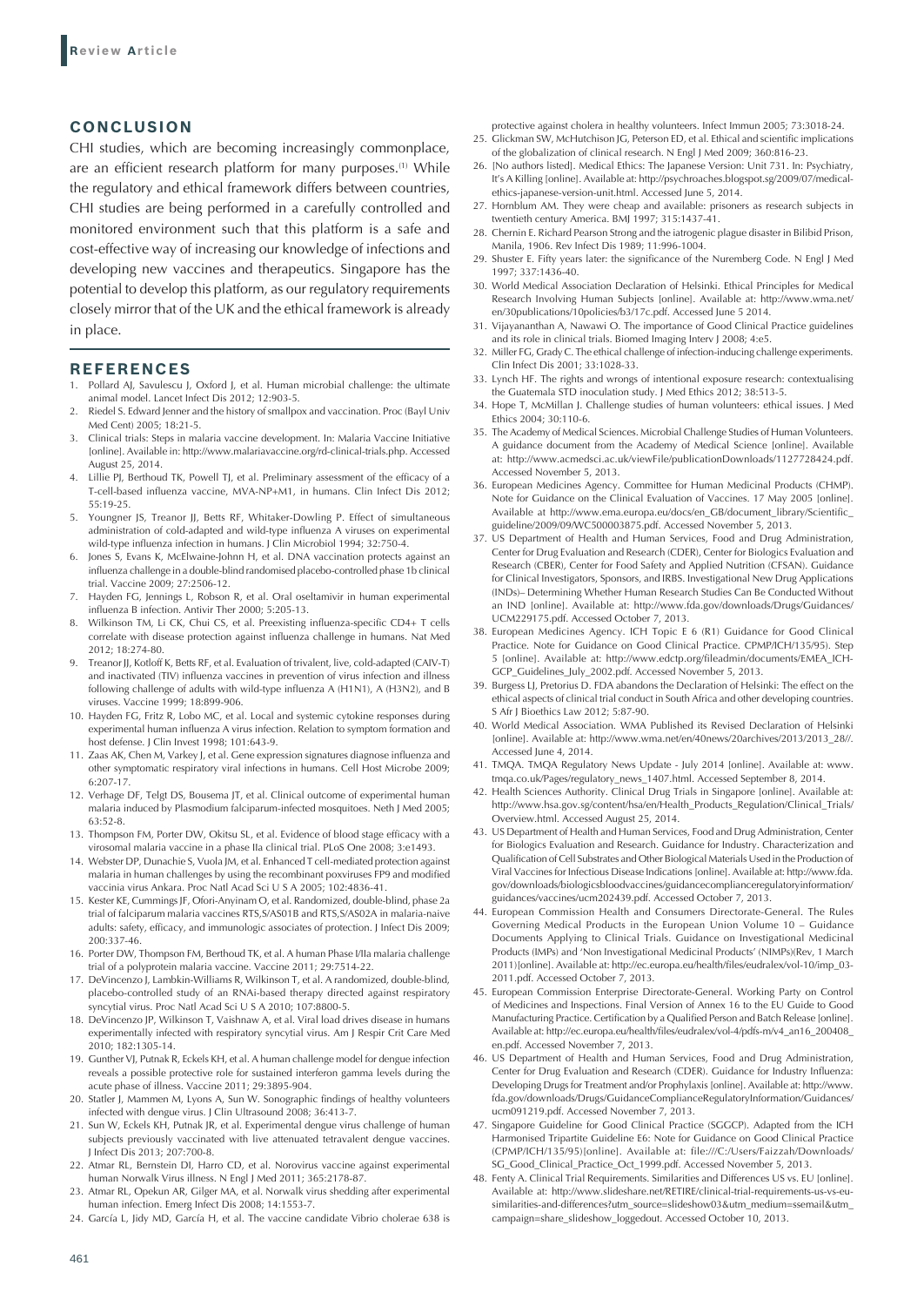## CONCLUSION

CHI studies, which are becoming increasingly commonplace, are an efficient research platform for many purposes.[1] While the regulatory and ethical framework differs between countries, CHI studies are being performed in a carefully controlled and monitored environment such that this platform is a safe and cost-effective way of increasing our knowledge of infections and developing new vaccines and therapeutics. Singapore has the potential to develop this platform, as our regulatory requirements closely mirror that of the UK and the ethical framework is already in place.

## REFERENCES

1. Pollard AJ, Savulescu J, Oxford J, et al. Human microbial challenge: the ultimate animal model. Lancet Infect Dis 2012; 12:903-5.
2. Riedel S. Edward Jenner and the history of smallpox and vaccination. Proc (Bayl Univ Med Cent) 2005; 18:21-5.
3. Clinical trials: Steps in malaria vaccine development. In: Malaria Vaccine Initiative [online]. Available in: http://www.malariavaccine.org/rd-clinical-trials.php. Accessed August 25, 2014.
4. Lillie PJ, Berthoud TK, Powell TJ, et al. Preliminary assessment of the efficacy of a T-cell-based influenza vaccine, MVA-NP+M1, in humans. Clin Infect Dis 2012; 55:19-25.
5. Youngner JS, Treanor JJ, Betts RF, Whitaker-Dowling P. Effect of simultaneous administration of cold-adapted and wild-type influenza A viruses on experimental wild-type influenza infection in humans. J Clin Microbiol 1994; 32:750-4.
6. Jones S, Evans K, McElwaine-Johnn H, et al. DNA vaccination protects against an influenza challenge in a double-blind randomised placebo-controlled phase 1b clinical trial. Vaccine 2009; 27:2506-12.
7. Hayden FG, Jennings L, Robson R, et al. Oral oseltamivir in human experimental influenza B infection. Antivir Ther 2000; 5:205-13.
8. Wilkinson TM, Li CK, Chui CS, et al. Preexisting influenza-specific CD4+ T cells correlate with disease protection against influenza challenge in humans. Nat Med 2012; 18:274-80.
9. Treanor JJ, Kotloff K, Betts RF, et al. Evaluation of trivalent, live, cold-adapted (CAIV-T) and inactivated (TIV) influenza vaccines in prevention of virus infection and illness following challenge of adults with wild-type influenza A (H1N1), A (H3N2), and B viruses. Vaccine 1999; 18:899-906.
10. Hayden FG, Fritz R, Lobo MC, et al. Local and systemic cytokine responses during experimental human influenza A virus infection. Relation to symptom formation and host defense. J Clin Invest 1998; 101:643-9.
11. Zaas AK, Chen M, Varkey J, et al. Gene expression signatures diagnose influenza and other symptomatic respiratory viral infections in humans. Cell Host Microbe 2009; 6:207-17.
12. Verhage DF, Telgt DS, Bousema JT, et al. Clinical outcome of experimental human malaria induced by Plasmodium falciparum-infected mosquitoes. Neth J Med 2005; 63:52-8.
13. Thompson FM, Porter DW, Okitsu SL, et al. Evidence of blood stage efficacy with a virosomal malaria vaccine in a phase IIa clinical trial. PLoS One 2008; 3:e1493.
14. Webster DP, Dunachie S, Vuola JM, et al. Enhanced T cell-mediated protection against malaria in human challenges by using the recombinant poxviruses FP9 and modified vaccinia virus Ankara. Proc Natl Acad Sci U S A 2005; 102:4836-41.
15. Kester KE, Cummings JF, Ofori-Anyinam O, et al. Randomized, double-blind, phase 2a trial of falciparum malaria vaccines RTS,S/AS01B and RTS,S/AS02A in malaria-naive adults: safety, efficacy, and immunologic associates of protection. J Infect Dis 2009; 200:337-46.
16. Porter DW, Thompson FM, Berthoud TK, et al. A human Phase I/IIa malaria challenge trial of a polyprotein malaria vaccine. Vaccine 2011; 29:7514-22.
17. DeVincenzo J, Lambkin-Williams R, Wilkinson T, et al. A randomized, double-blind, placebo-controlled study of an RNAi-based therapy directed against respiratory syncytial virus. Proc Natl Acad Sci U S A 2010; 107:8800-5.
18. DeVincenzo JP, Wilkinson T, Vaishnaw A, et al. Viral load drives disease in humans experimentally infected with respiratory syncytial virus. Am J Respir Crit Care Med 2010; 182:1305-14.
19. Gunther VJ, Putnak R, Eckels KH, et al. A human challenge model for dengue infection reveals a possible protective role for sustained interferon gamma levels during the acute phase of illness. Vaccine 2011; 29:3895-904.
20. Statler J, Mammen M, Lyons A, Sun W. Sonographic findings of healthy volunteers infected with dengue virus. J Clin Ultrasound 2008; 36:413-7.
21. Sun W, Eckels KH, Putnak JR, et al. Experimental dengue virus challenge of human subjects previously vaccinated with live attenuated tetravalent dengue vaccines. J Infect Dis 2013; 207:700-8.
22. Atmar RL, Bernstein DI, Harro CD, et al. Norovirus vaccine against experimental human Norwalk Virus illness. N Engl J Med 2011; 365:2178-87.
23. Atmar RL, Opekun AR, Gilger MA, et al. Norwalk virus shedding after experimental human infection. Emerg Infect Dis 2008; 14:1553-7.
24. García L, Jidy MD, García H, et al. The vaccine candidate Vibrio cholerae 638 is protective against cholera in healthy volunteers. Infect Immun 2005; 73:3018-24.
25. Glickman SW, McHutchison JG, Peterson ED, et al. Ethical and scientific implications of the globalization of clinical research. N Engl J Med 2009; 360:816-23.
26. [No authors listed]. Medical Ethics: The Japanese Version: Unit 731. In: Psychiatry, It's A Killing [online]. Available at: http://psychroaches.blogspot.sg/2009/07/medical-ethics-japanese-version-unit.html. Accessed June 5, 2014.
27. Hornblum AM. They were cheap and available: prisoners as research subjects in twentieth century America. BMJ 1997; 315:1437-41.
28. Chernin E. Richard Pearson Strong and the iatrogenic plague disaster in Bilibid Prison, Manila, 1906. Rev Infect Dis 1989; 11:996-1004.
29. Shuster E. Fifty years later: the significance of the Nuremberg Code. N Engl J Med 1997; 337:1436-40.
30. World Medical Association Declaration of Helsinki. Ethical Principles for Medical Research Involving Human Subjects [online]. Available at: http://www.wma.net/en/30publications/10policies/b3/17c.pdf. Accessed June 5 2014.
31. Vijayananthan A, Nawawi O. The importance of Good Clinical Practice guidelines and its role in clinical trials. Biomed Imaging Interv J 2008; 4:e5.
32. Miller FG, Grady C. The ethical challenge of infection-inducing challenge experiments. Clin Infect Dis 2001; 33:1028-33.
33. Lynch HF. The rights and wrongs of intentional exposure research: contextualising the Guatemala STD inoculation study. J Med Ethics 2012; 38:513-5.
34. Hope T, McMillan J. Challenge studies of human volunteers: ethical issues. J Med Ethics 2004; 30:110-6.
35. The Academy of Medical Sciences. Microbial Challenge Studies of Human Volunteers. A guidance document from the Academy of Medical Science [online]. Available at: http://www.acmedsci.ac.uk/viewFile/publicationDownloads/1127728424.pdf. Accessed November 5, 2013.
36. European Medicines Agency. Committee for Human Medicinal Products (CHMP). Note for Guidance on the Clinical Evaluation of Vaccines. 17 May 2005 [online]. Available at http://www.ema.europa.eu/docs/en_GB/document_library/Scientific_guideline/2009/09/WC500003875.pdf. Accessed November 5, 2013.
37. US Department of Health and Human Services, Food and Drug Administration, Center for Drug Evaluation and Research (CDER), Center for Biologics Evaluation and Research (CBER), Center for Food Safety and Applied Nutrition (CFSAN). Guidance for Clinical Investigators, Sponsors, and IRBS. Investigational New Drug Applications (INDs)– Determining Whether Human Research Studies Can Be Conducted Without an IND [online]. Available at: http://www.fda.gov/downloads/Drugs/Guidances/UCM229175.pdf. Accessed October 7, 2013.
38. European Medicines Agency. ICH Topic E 6 (R1) Guidance for Good Clinical Practice. Note for Guidance on Good Clinical Practice. CPMP/ICH/135/95). Step 5 [online]. Available at: http://www.edctp.org/fileadmin/documents/EMEA_ICH-GCP_Guidelines_July_2002.pdf. Accessed November 5, 2013.
39. Burgess LJ, Pretorius D. FDA abandons the Declaration of Helsinki: The effect on the ethical aspects of clinical trial conduct in South Africa and other developing countries. S Afr J Bioethics Law 2012; 5:87-90.
40. World Medical Association. WMA Published its Revised Declaration of Helsinki [online]. Available at: http://www.wma.net/en/40news/20archives/2013/2013_28//. Accessed June 4, 2014.
41. TMQA. TMQA Regulatory News Update - July 2014 [online]. Available at: www.tmqa.co.uk/Pages/regulatory_news_1407.html. Accessed September 8, 2014.
42. Health Sciences Authority. Clinical Drug Trials in Singapore [online]. Available at: http://www.hsa.gov.sg/content/hsa/en/Health_Products_Regulation/Clinical_Trials/Overview.html. Accessed August 25, 2014.
43. US Department of Health and Human Services, Food and Drug Administration, Center for Biologics Evaluation and Research. Guidance for Industry. Characterization and Qualification of Cell Substrates and Other Biological Materials Used in the Production of Viral Vaccines for Infectious Disease Indications [online]. Available at: http://www.fda.gov/downloads/biologicsbloodvaccines/guidancecomplianceregulatoryinformation/guidances/vaccines/ucm202439.pdf. Accessed October 7, 2013.
44. European Commission Health and Consumers Directorate-General. The Rules Governing Medical Products in the European Union Volume 10 – Guidance Documents Applying to Clinical Trials. Guidance on Investigational Medicinal Products (IMPs) and 'Non Investigational Medicinal Products' (NIMPs)(Rev, 1 March 2011)[online]. Available at: http://ec.europa.eu/health/files/eudralex/vol-10/imp_03-2011.pdf. Accessed October 7, 2013.
45. European Commission Enterprise Directorate-General. Working Party on Control of Medicines and Inspections. Final Version of Annex 16 to the EU Guide to Good Manufacturing Practice. Certification by a Qualified Person and Batch Release [online]. Available at: http://ec.europa.eu/health/files/eudralex/vol-4/pdfs-m/v4_an16_200408_en.pdf. Accessed November 7, 2013.
46. US Department of Health and Human Services, Food and Drug Administration, Center for Drug Evaluation and Research (CDER). Guidance for Industry Influenza: Developing Drugs for Treatment and/or Prophylaxis [online]. Available at: http://www.fda.gov/downloads/Drugs/GuidanceComplianceRegulatoryInformation/Guidances/ucm091219.pdf. Accessed November 7, 2013.
47. Singapore Guideline for Good Clinical Practice (SGGCP). Adapted from the ICH Harmonised Tripartite Guideline E6: Note for Guidance on Good Clinical Practice (CPMP/ICH/135/95)[online]. Available at: file:///C:/Users/Faizzah/Downloads/SG_Good_Clinical_Practice_Oct_1999.pdf. Accessed November 5, 2013.
48. Fenty A. Clinical Trial Requirements. Similarities and Differences US vs. EU [online]. Available at: http://www.slideshare.net/RETIRE/clinical-trial-requirements-us-vs-eu-similarities-and-differences?utm_source=slideshow03&utm_medium=ssemail&utm_campaign=share_slideshow_loggedout. Accessed October 10, 2013.